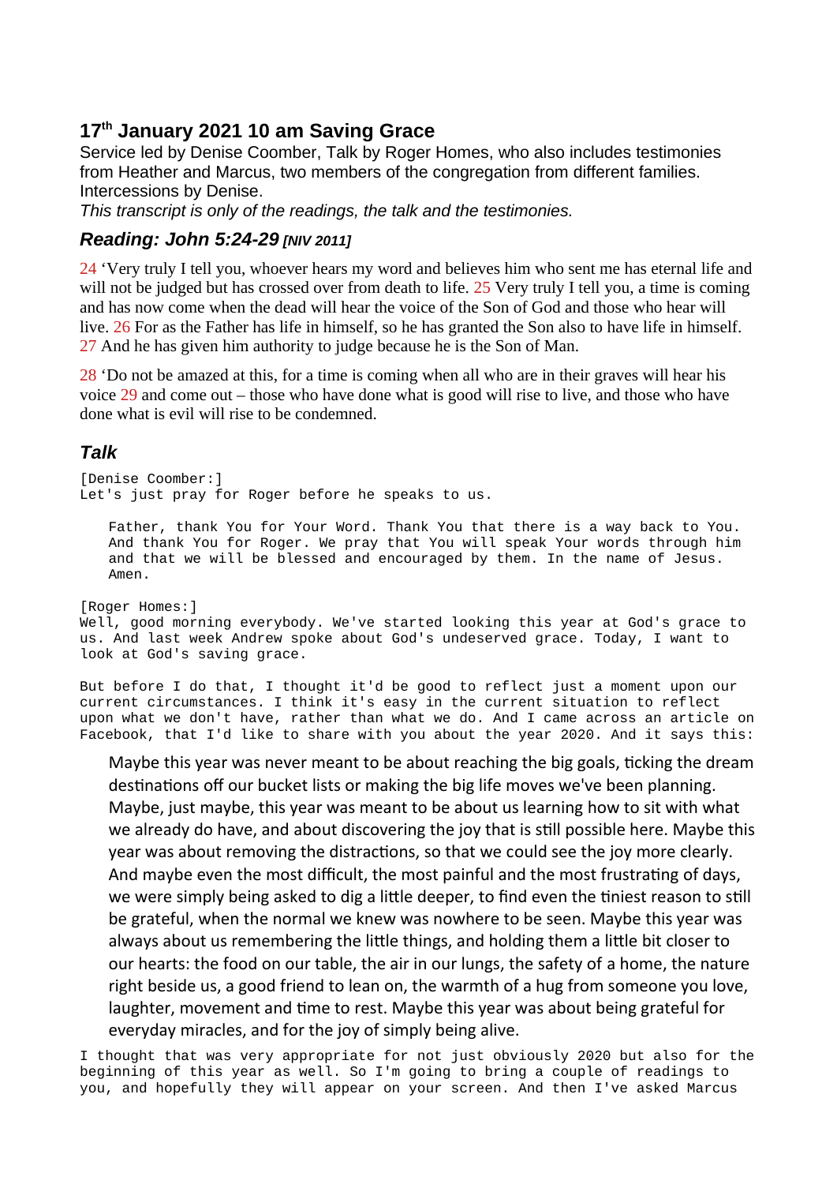## 17th January 2021 10 am Saving Grace

Service led by Denise Coomber, Talk by Roger Homes, who also includes testimonies from Heather and Marcus, two members of the congregation from different families. Intercessions by Denise.

*This transcript is only of the readings, the talk and the testimonies.*

### *Reading: John 5:24-29 [NIV 2011]*

24 'Very truly I tell you, whoever hears my word and believes him who sent me has eternal life and will not be judged but has crossed over from death to life. 25 Very truly I tell you, a time is coming and has now come when the dead will hear the voice of the Son of God and those who hear will live. 26 For as the Father has life in himself, so he has granted the Son also to have life in himself. 27 And he has given him authority to judge because he is the Son of Man.

28 'Do not be amazed at this, for a time is coming when all who are in their graves will hear his voice 29 and come out – those who have done what is good will rise to live, and those who have done what is evil will rise to be condemned.

### *Talk*

[Denise Coomber:]
Let's just pray for Roger before he speaks to us.

> Father, thank You for Your Word. Thank You that there is a way back to You. And thank You for Roger. We pray that You will speak Your words through him and that we will be blessed and encouraged by them. In the name of Jesus. Amen.

[Roger Homes:]
Well, good morning everybody. We've started looking this year at God's grace to us. And last week Andrew spoke about God's undeserved grace. Today, I want to look at God's saving grace.

But before I do that, I thought it'd be good to reflect just a moment upon our current circumstances. I think it's easy in the current situation to reflect upon what we don't have, rather than what we do. And I came across an article on Facebook, that I'd like to share with you about the year 2020. And it says this:

> Maybe this year was never meant to be about reaching the big goals, ticking the dream destinations off our bucket lists or making the big life moves we've been planning. Maybe, just maybe, this year was meant to be about us learning how to sit with what we already do have, and about discovering the joy that is still possible here. Maybe this year was about removing the distractions, so that we could see the joy more clearly. And maybe even the most difficult, the most painful and the most frustrating of days, we were simply being asked to dig a little deeper, to find even the tiniest reason to still be grateful, when the normal we knew was nowhere to be seen. Maybe this year was always about us remembering the little things, and holding them a little bit closer to our hearts: the food on our table, the air in our lungs, the safety of a home, the nature right beside us, a good friend to lean on, the warmth of a hug from someone you love, laughter, movement and time to rest. Maybe this year was about being grateful for everyday miracles, and for the joy of simply being alive.

I thought that was very appropriate for not just obviously 2020 but also for the beginning of this year as well. So I'm going to bring a couple of readings to you, and hopefully they will appear on your screen. And then I've asked Marcus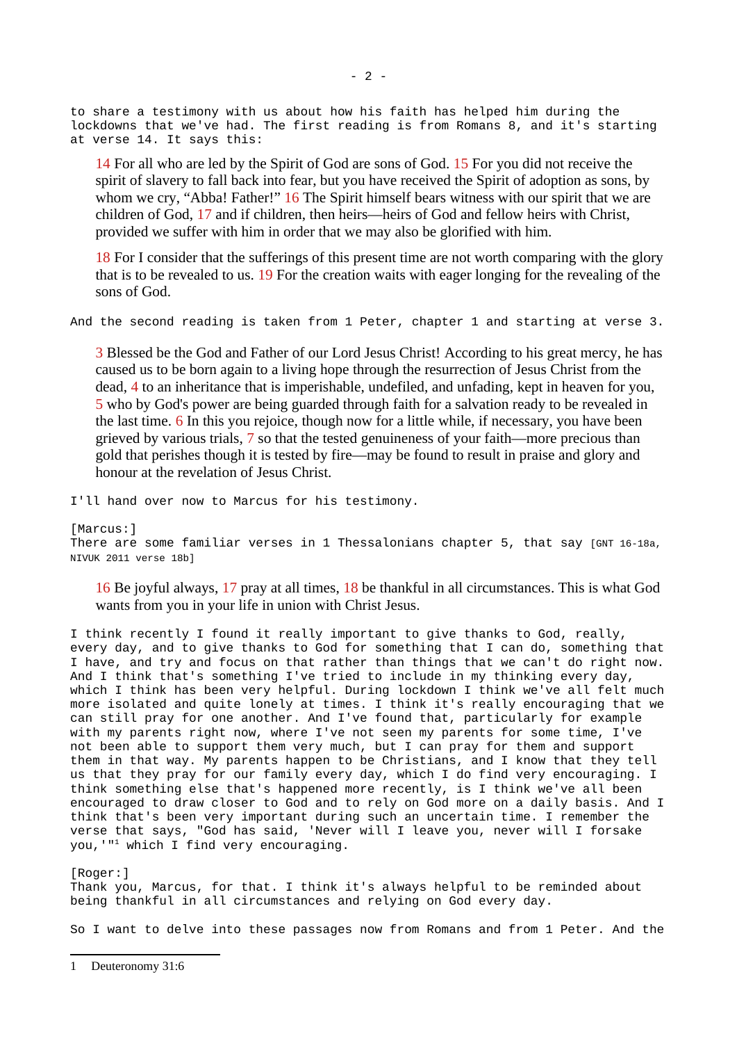to share a testimony with us about how his faith has helped him during the lockdowns that we've had. The first reading is from Romans 8, and it's starting at verse 14. It says this:

> 14 For all who are led by the Spirit of God are sons of God. 15 For you did not receive the spirit of slavery to fall back into fear, but you have received the Spirit of adoption as sons, by whom we cry, "Abba! Father!" 16 The Spirit himself bears witness with our spirit that we are children of God, 17 and if children, then heirs—heirs of God and fellow heirs with Christ, provided we suffer with him in order that we may also be glorified with him.
>
> 18 For I consider that the sufferings of this present time are not worth comparing with the glory that is to be revealed to us. 19 For the creation waits with eager longing for the revealing of the sons of God.

And the second reading is taken from 1 Peter, chapter 1 and starting at verse 3.

> 3 Blessed be the God and Father of our Lord Jesus Christ! According to his great mercy, he has caused us to be born again to a living hope through the resurrection of Jesus Christ from the dead, 4 to an inheritance that is imperishable, undefiled, and unfading, kept in heaven for you, 5 who by God's power are being guarded through faith for a salvation ready to be revealed in the last time. 6 In this you rejoice, though now for a little while, if necessary, you have been grieved by various trials, 7 so that the tested genuineness of your faith—more precious than gold that perishes though it is tested by fire—may be found to result in praise and glory and honour at the revelation of Jesus Christ.

I'll hand over now to Marcus for his testimony.

[Marcus:]
There are some familiar verses in 1 Thessalonians chapter 5, that say [GNT 16-18a, NIVUK 2011 verse 18b]

> 16 Be joyful always, 17 pray at all times, 18 be thankful in all circumstances. This is what God wants from you in your life in union with Christ Jesus.

I think recently I found it really important to give thanks to God, really, every day, and to give thanks to God for something that I can do, something that I have, and try and focus on that rather than things that we can't do right now. And I think that's something I've tried to include in my thinking every day, which I think has been very helpful. During lockdown I think we've all felt much more isolated and quite lonely at times. I think it's really encouraging that we can still pray for one another. And I've found that, particularly for example with my parents right now, where I've not seen my parents for some time, I've not been able to support them very much, but I can pray for them and support them in that way. My parents happen to be Christians, and I know that they tell us that they pray for our family every day, which I do find very encouraging. I think something else that's happened more recently, is I think we've all been encouraged to draw closer to God and to rely on God more on a daily basis. And I think that's been very important during such an uncertain time. I remember the verse that says, "God has said, 'Never will I leave you, never will I forsake you,'"[1] which I find very encouraging.

[Roger:]
Thank you, Marcus, for that. I think it's always helpful to be reminded about being thankful in all circumstances and relying on God every day.

So I want to delve into these passages now from Romans and from 1 Peter. And the

---

1 Deuteronomy 31:6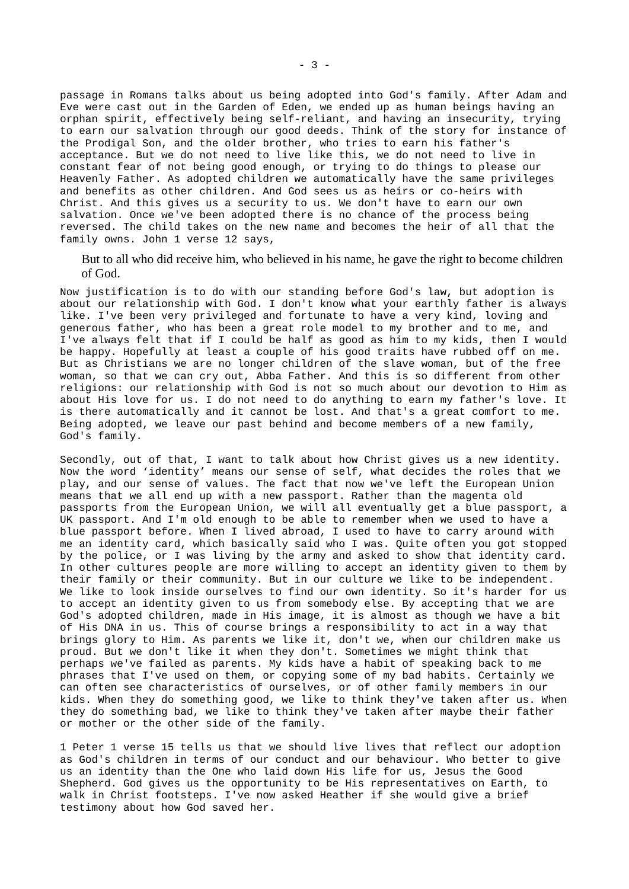passage in Romans talks about us being adopted into God's family. After Adam and Eve were cast out in the Garden of Eden, we ended up as human beings having an orphan spirit, effectively being self-reliant, and having an insecurity, trying to earn our salvation through our good deeds. Think of the story for instance of the Prodigal Son, and the older brother, who tries to earn his father's acceptance. But we do not need to live like this, we do not need to live in constant fear of not being good enough, or trying to do things to please our Heavenly Father. As adopted children we automatically have the same privileges and benefits as other children. And God sees us as heirs or co-heirs with Christ. And this gives us a security to us. We don't have to earn our own salvation. Once we've been adopted there is no chance of the process being reversed. The child takes on the new name and becomes the heir of all that the family owns. John 1 verse 12 says,

> But to all who did receive him, who believed in his name, he gave the right to become children of God.

Now justification is to do with our standing before God's law, but adoption is about our relationship with God. I don't know what your earthly father is always like. I've been very privileged and fortunate to have a very kind, loving and generous father, who has been a great role model to my brother and to me, and I've always felt that if I could be half as good as him to my kids, then I would be happy. Hopefully at least a couple of his good traits have rubbed off on me. But as Christians we are no longer children of the slave woman, but of the free woman, so that we can cry out, Abba Father. And this is so different from other religions: our relationship with God is not so much about our devotion to Him as about His love for us. I do not need to do anything to earn my father's love. It is there automatically and it cannot be lost. And that's a great comfort to me. Being adopted, we leave our past behind and become members of a new family, God's family.

Secondly, out of that, I want to talk about how Christ gives us a new identity. Now the word 'identity' means our sense of self, what decides the roles that we play, and our sense of values. The fact that now we've left the European Union means that we all end up with a new passport. Rather than the magenta old passports from the European Union, we will all eventually get a blue passport, a UK passport. And I'm old enough to be able to remember when we used to have a blue passport before. When I lived abroad, I used to have to carry around with me an identity card, which basically said who I was. Quite often you got stopped by the police, or I was living by the army and asked to show that identity card. In other cultures people are more willing to accept an identity given to them by their family or their community. But in our culture we like to be independent. We like to look inside ourselves to find our own identity. So it's harder for us to accept an identity given to us from somebody else. By accepting that we are God's adopted children, made in His image, it is almost as though we have a bit of His DNA in us. This of course brings a responsibility to act in a way that brings glory to Him. As parents we like it, don't we, when our children make us proud. But we don't like it when they don't. Sometimes we might think that perhaps we've failed as parents. My kids have a habit of speaking back to me phrases that I've used on them, or copying some of my bad habits. Certainly we can often see characteristics of ourselves, or of other family members in our kids. When they do something good, we like to think they've taken after us. When they do something bad, we like to think they've taken after maybe their father or mother or the other side of the family.

1 Peter 1 verse 15 tells us that we should live lives that reflect our adoption as God's children in terms of our conduct and our behaviour. Who better to give us an identity than the One who laid down His life for us, Jesus the Good Shepherd. God gives us the opportunity to be His representatives on Earth, to walk in Christ footsteps. I've now asked Heather if she would give a brief testimony about how God saved her.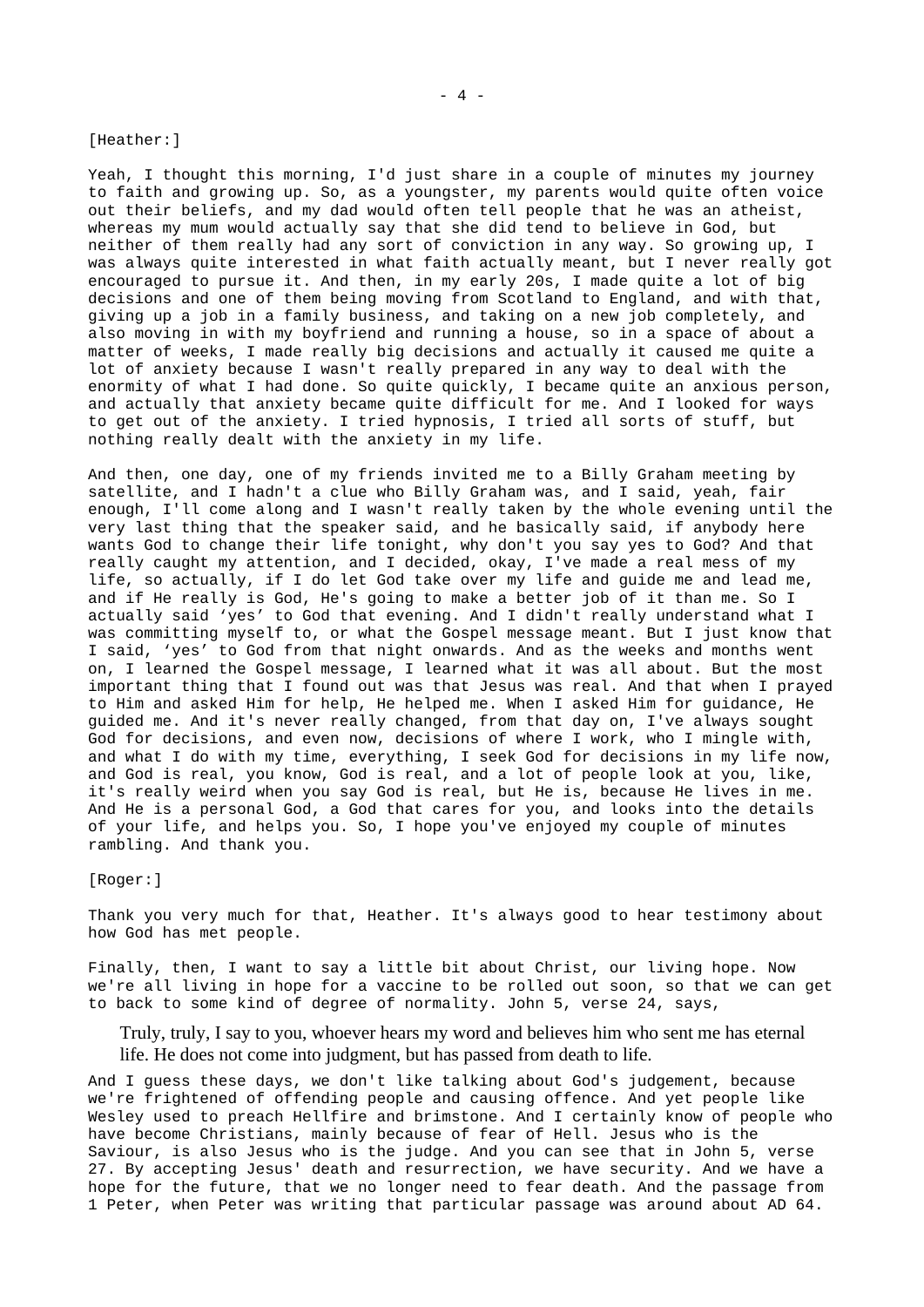[Heather:]

Yeah, I thought this morning, I'd just share in a couple of minutes my journey to faith and growing up. So, as a youngster, my parents would quite often voice out their beliefs, and my dad would often tell people that he was an atheist, whereas my mum would actually say that she did tend to believe in God, but neither of them really had any sort of conviction in any way. So growing up, I was always quite interested in what faith actually meant, but I never really got encouraged to pursue it. And then, in my early 20s, I made quite a lot of big decisions and one of them being moving from Scotland to England, and with that, giving up a job in a family business, and taking on a new job completely, and also moving in with my boyfriend and running a house, so in a space of about a matter of weeks, I made really big decisions and actually it caused me quite a lot of anxiety because I wasn't really prepared in any way to deal with the enormity of what I had done. So quite quickly, I became quite an anxious person, and actually that anxiety became quite difficult for me. And I looked for ways to get out of the anxiety. I tried hypnosis, I tried all sorts of stuff, but nothing really dealt with the anxiety in my life.

And then, one day, one of my friends invited me to a Billy Graham meeting by satellite, and I hadn't a clue who Billy Graham was, and I said, yeah, fair enough, I'll come along and I wasn't really taken by the whole evening until the very last thing that the speaker said, and he basically said, if anybody here wants God to change their life tonight, why don't you say yes to God? And that really caught my attention, and I decided, okay, I've made a real mess of my life, so actually, if I do let God take over my life and guide me and lead me, and if He really is God, He's going to make a better job of it than me. So I actually said 'yes' to God that evening. And I didn't really understand what I was committing myself to, or what the Gospel message meant. But I just know that I said, 'yes' to God from that night onwards. And as the weeks and months went on, I learned the Gospel message, I learned what it was all about. But the most important thing that I found out was that Jesus was real. And that when I prayed to Him and asked Him for help, He helped me. When I asked Him for guidance, He guided me. And it's never really changed, from that day on, I've always sought God for decisions, and even now, decisions of where I work, who I mingle with, and what I do with my time, everything, I seek God for decisions in my life now, and God is real, you know, God is real, and a lot of people look at you, like, it's really weird when you say God is real, but He is, because He lives in me. And He is a personal God, a God that cares for you, and looks into the details of your life, and helps you. So, I hope you've enjoyed my couple of minutes rambling. And thank you.

[Roger:]

Thank you very much for that, Heather. It's always good to hear testimony about how God has met people.

Finally, then, I want to say a little bit about Christ, our living hope. Now we're all living in hope for a vaccine to be rolled out soon, so that we can get to back to some kind of degree of normality. John 5, verse 24, says,

> Truly, truly, I say to you, whoever hears my word and believes him who sent me has eternal life. He does not come into judgment, but has passed from death to life.

And I guess these days, we don't like talking about God's judgement, because we're frightened of offending people and causing offence. And yet people like Wesley used to preach Hellfire and brimstone. And I certainly know of people who have become Christians, mainly because of fear of Hell. Jesus who is the Saviour, is also Jesus who is the judge. And you can see that in John 5, verse 27. By accepting Jesus' death and resurrection, we have security. And we have a hope for the future, that we no longer need to fear death. And the passage from 1 Peter, when Peter was writing that particular passage was around about AD 64.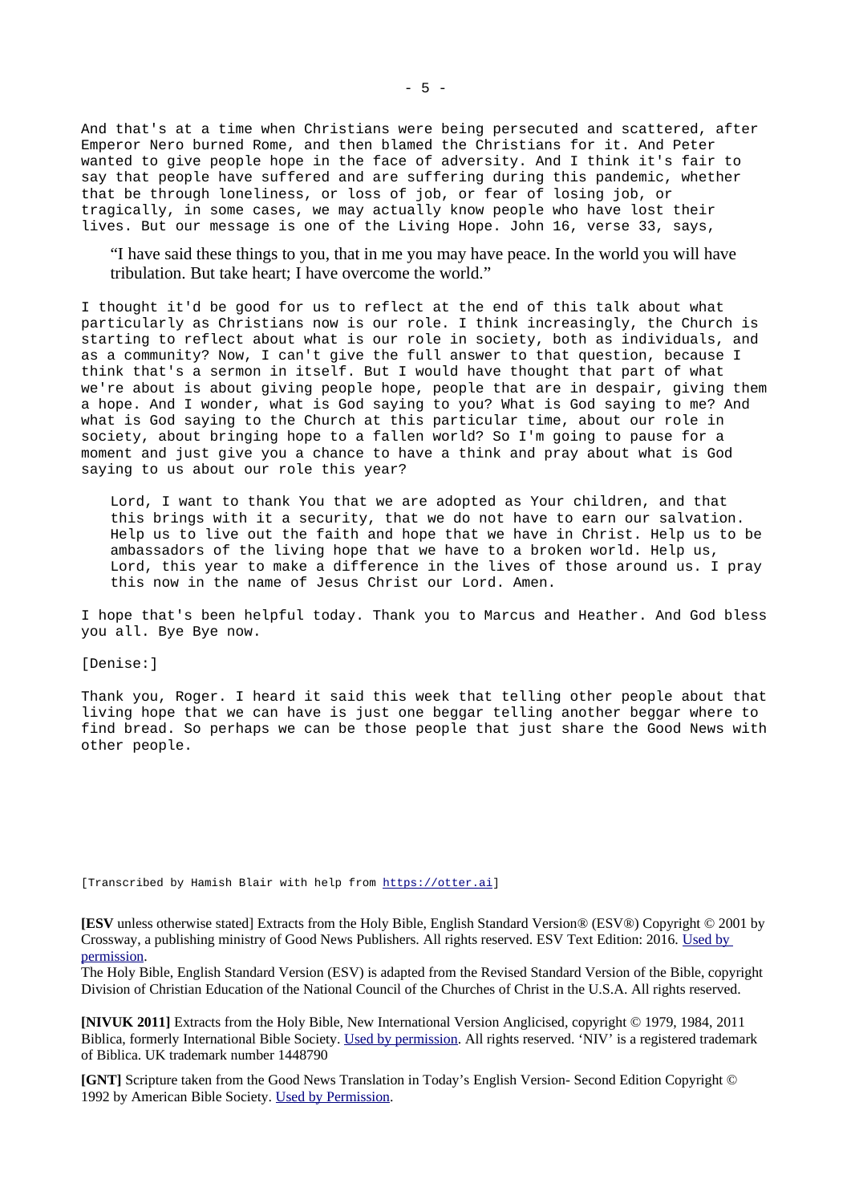And that's at a time when Christians were being persecuted and scattered, after Emperor Nero burned Rome, and then blamed the Christians for it. And Peter wanted to give people hope in the face of adversity. And I think it's fair to say that people have suffered and are suffering during this pandemic, whether that be through loneliness, or loss of job, or fear of losing job, or tragically, in some cases, we may actually know people who have lost their lives. But our message is one of the Living Hope. John 16, verse 33, says,

> "I have said these things to you, that in me you may have peace. In the world you will have tribulation. But take heart; I have overcome the world."

I thought it'd be good for us to reflect at the end of this talk about what particularly as Christians now is our role. I think increasingly, the Church is starting to reflect about what is our role in society, both as individuals, and as a community? Now, I can't give the full answer to that question, because I think that's a sermon in itself. But I would have thought that part of what we're about is about giving people hope, people that are in despair, giving them a hope. And I wonder, what is God saying to you? What is God saying to me? And what is God saying to the Church at this particular time, about our role in society, about bringing hope to a fallen world? So I'm going to pause for a moment and just give you a chance to have a think and pray about what is God saying to us about our role this year?

> Lord, I want to thank You that we are adopted as Your children, and that this brings with it a security, that we do not have to earn our salvation. Help us to live out the faith and hope that we have in Christ. Help us to be ambassadors of the living hope that we have to a broken world. Help us, Lord, this year to make a difference in the lives of those around us. I pray this now in the name of Jesus Christ our Lord. Amen.

I hope that's been helpful today. Thank you to Marcus and Heather. And God bless you all. Bye Bye now.

[Denise:]

Thank you, Roger. I heard it said this week that telling other people about that living hope that we can have is just one beggar telling another beggar where to find bread. So perhaps we can be those people that just share the Good News with other people.

[Transcribed by Hamish Blair with help from https://otter.ai]

**[ESV** unless otherwise stated] Extracts from the Holy Bible, English Standard Version® (ESV®) Copyright © 2001 by Crossway, a publishing ministry of Good News Publishers. All rights reserved. ESV Text Edition: 2016. Used by permission.
The Holy Bible, English Standard Version (ESV) is adapted from the Revised Standard Version of the Bible, copyright Division of Christian Education of the National Council of the Churches of Christ in the U.S.A. All rights reserved.

**[NIVUK 2011]** Extracts from the Holy Bible, New International Version Anglicised, copyright © 1979, 1984, 2011 Biblica, formerly International Bible Society. Used by permission. All rights reserved. 'NIV' is a registered trademark of Biblica. UK trademark number 1448790

**[GNT]** Scripture taken from the Good News Translation in Today's English Version- Second Edition Copyright © 1992 by American Bible Society. Used by Permission.